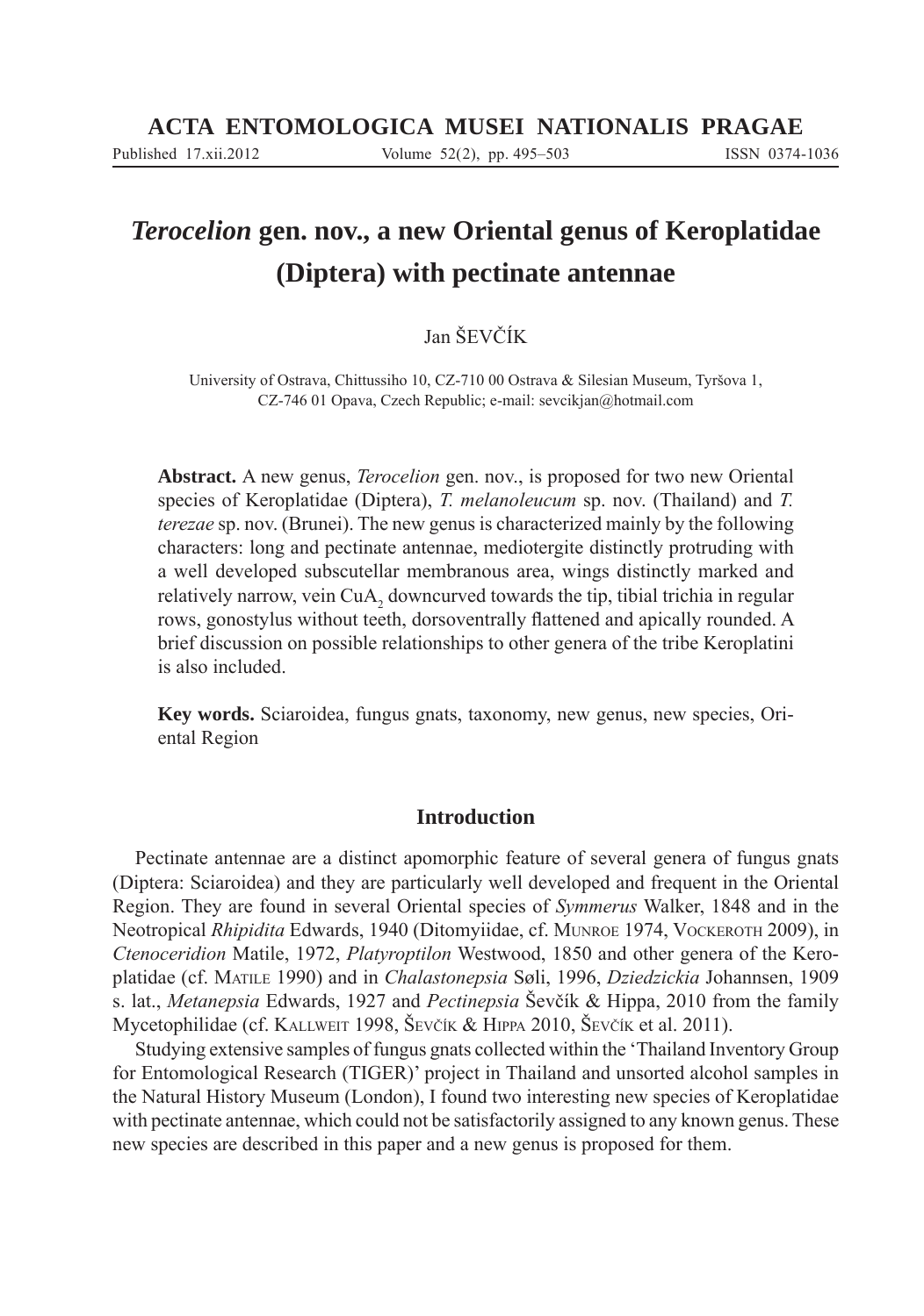# *Terocelion* gen. nov., a new Oriental genus of Keroplatidae (Diptera) with pectinate antennae

Jan ŠEVČÍK

University of Ostrava, Chittussiho 10, CZ-710 00 Ostrava & Silesian Museum, Tyršova 1, CZ-746 01 Opava, Czech Republic; e-mail: sevcikjan@hotmail.com

**Abstract.** A new genus, *Terocelion* gen. nov., is proposed for two new Oriental species of Keroplatidae (Diptera), *T. melanoleucum* sp. nov. (Thailand) and *T. terezae* sp. nov. (Brunei). The new genus is characterized mainly by the following characters: long and pectinate antennae, mediotergite distinctly protruding with a well developed subscutellar membranous area, wings distinctly marked and relatively narrow, vein $CuA_2$ downcurved towards the tip, tibial trichia in regular rows, gonostylus without teeth, dorsoventrally flattened and apically rounded. A brief discussion on possible relationships to other genera of the tribe Keroplatini is also included.

**Key words.** Sciaroidea, fungus gnats, taxonomy, new genus, new species, Oriental Region

## Introduction

Pectinate antennae are a distinct apomorphic feature of several genera of fungus gnats (Diptera: Sciaroidea) and they are particularly well developed and frequent in the Oriental Region. They are found in several Oriental species of *Symmerus* Walker, 1848 and in the Neotropical *Rhipidita* Edwards, 1940 (Ditomyiidae, cf. Munroe 1974, Vockeroth 2009), in *Ctenoceridion* Matile, 1972, *Platyroptilon* Westwood, 1850 and other genera of the Keroplatidae (cf. Matile 1990) and in *Chalastonepsia* Søli, 1996, *Dziedzickia* Johannsen, 1909 s. lat., *Metanepsia* Edwards, 1927 and *Pectinepsia* Ševčík & Hippa, 2010 from the family Mycetophilidae (cf. Kallweit 1998, Ševčík & Hippa 2010, Ševčík et al. 2011).

Studying extensive samples of fungus gnats collected within the 'Thailand Inventory Group for Entomological Research (TIGER)' project in Thailand and unsorted alcohol samples in the Natural History Museum (London), I found two interesting new species of Keroplatidae with pectinate antennae, which could not be satisfactorily assigned to any known genus. These new species are described in this paper and a new genus is proposed for them.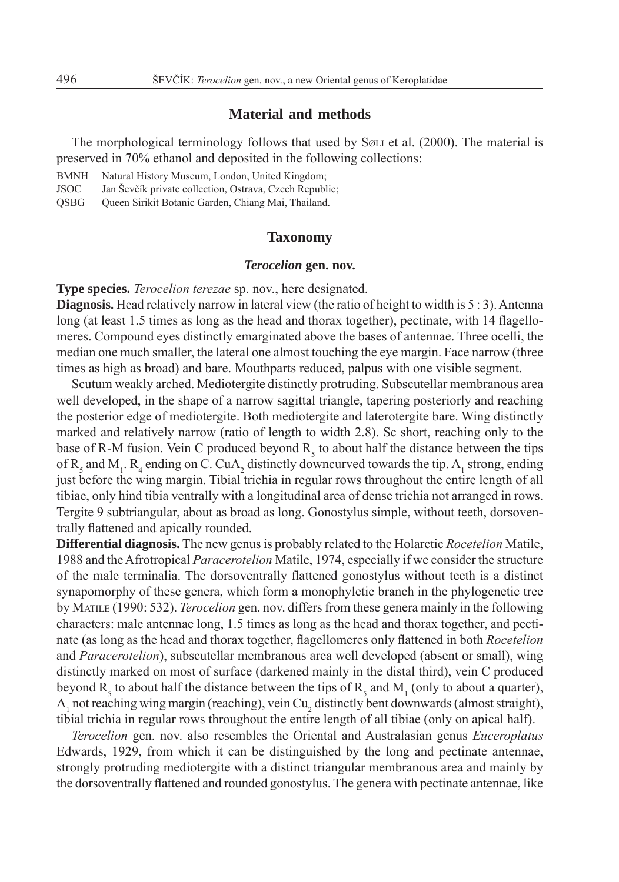## Material and methods

The morphological terminology follows that used by Søli et al. (2000). The material is preserved in 70% ethanol and deposited in the following collections:

BMNH Natural History Museum, London, United Kingdom;
JSOC Jan Ševčík private collection, Ostrava, Czech Republic;
QSBG Queen Sirikit Botanic Garden, Chiang Mai, Thailand.

## Taxonomy

### *Terocelion* gen. nov.

**Type species.** *Terocelion terezae* sp. nov., here designated.

**Diagnosis.** Head relatively narrow in lateral view (the ratio of height to width is 5 : 3). Antenna long (at least 1.5 times as long as the head and thorax together), pectinate, with 14 flagellomeres. Compound eyes distinctly emarginated above the bases of antennae. Three ocelli, the median one much smaller, the lateral one almost touching the eye margin. Face narrow (three times as high as broad) and bare. Mouthparts reduced, palpus with one visible segment.

Scutum weakly arched. Mediotergite distinctly protruding. Subscutellar membranous area well developed, in the shape of a narrow sagittal triangle, tapering posteriorly and reaching the posterior edge of mediotergite. Both mediotergite and laterotergite bare. Wing distinctly marked and relatively narrow (ratio of length to width 2.8). Sc short, reaching only to the base of R-M fusion. Vein C produced beyond $R_5$ to about half the distance between the tips of $R_5$ and $M_1$. $R_4$ ending on C. $CuA_2$ distinctly downcurved towards the tip. $A_1$ strong, ending just before the wing margin. Tibial trichia in regular rows throughout the entire length of all tibiae, only hind tibia ventrally with a longitudinal area of dense trichia not arranged in rows. Tergite 9 subtriangular, about as broad as long. Gonostylus simple, without teeth, dorsoventrally flattened and apically rounded.

**Differential diagnosis.** The new genus is probably related to the Holarctic *Rocetelion* Matile, 1988 and the Afrotropical *Paracerotelion* Matile, 1974, especially if we consider the structure of the male terminalia. The dorsoventrally flattened gonostylus without teeth is a distinct synapomorphy of these genera, which form a monophyletic branch in the phylogenetic tree by Matile (1990: 532). *Terocelion* gen. nov. differs from these genera mainly in the following characters: male antennae long, 1.5 times as long as the head and thorax together, and pectinate (as long as the head and thorax together, flagellomeres only flattened in both *Rocetelion* and *Paracerotelion*), subscutellar membranous area well developed (absent or small), wing distinctly marked on most of surface (darkened mainly in the distal third), vein C produced beyond $R_5$ to about half the distance between the tips of $R_5$ and $M_1$ (only to about a quarter), $A_1$ not reaching wing margin (reaching), vein $Cu_2$ distinctly bent downwards (almost straight), tibial trichia in regular rows throughout the entire length of all tibiae (only on apical half).

*Terocelion* gen. nov. also resembles the Oriental and Australasian genus *Euceroplatus* Edwards, 1929, from which it can be distinguished by the long and pectinate antennae, strongly protruding mediotergite with a distinct triangular membranous area and mainly by the dorsoventrally flattened and rounded gonostylus. The genera with pectinate antennae, like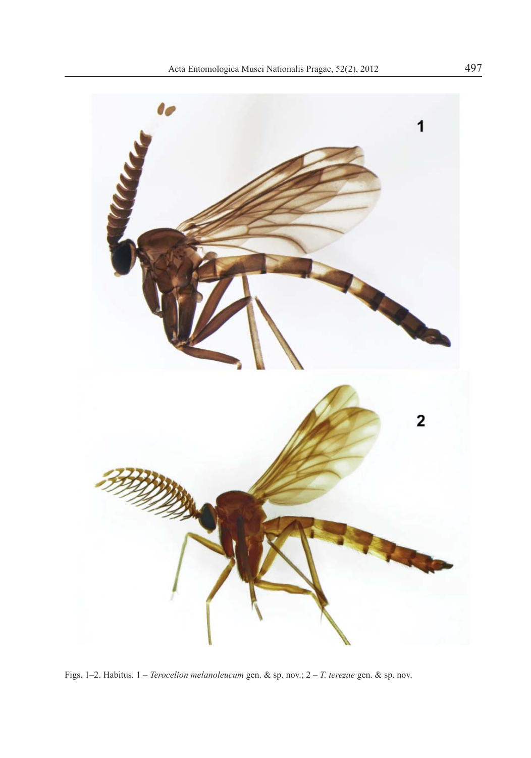Figs. 1–2. Habitus. 1 – *Terocelion melanoleucum* gen. & sp. nov.; 2 – *T. terezae* gen. & sp. nov.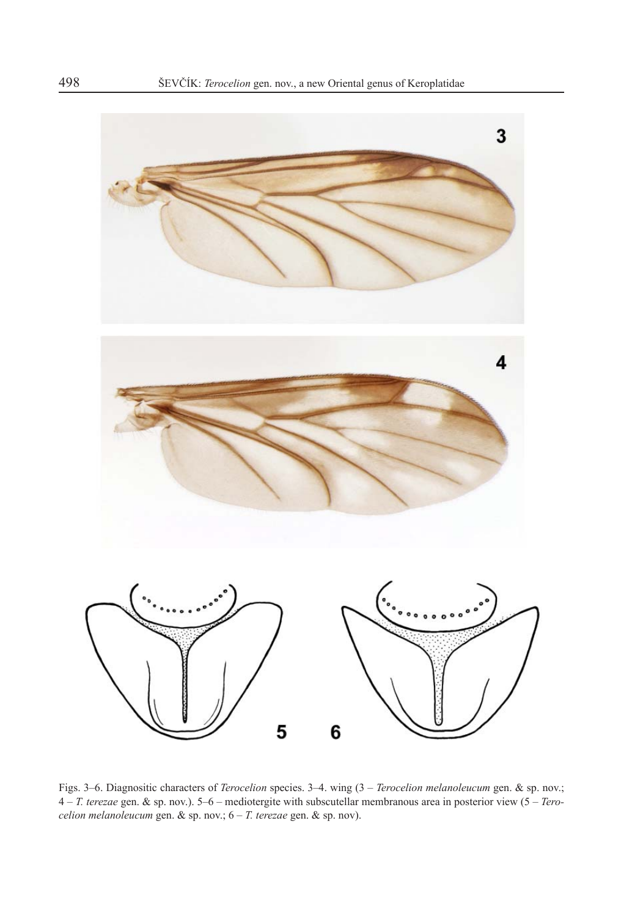Figs. 3–6. Diagnositic characters of *Terocelion* species. 3–4. wing (3 – *Terocelion melanoleucum* gen. & sp. nov.; 4 – *T. terezae* gen. & sp. nov.). 5–6 – mediotergite with subscutellar membranous area in posterior view (5 – *Terocelion melanoleucum* gen. & sp. nov.; 6 – *T. terezae* gen. & sp. nov).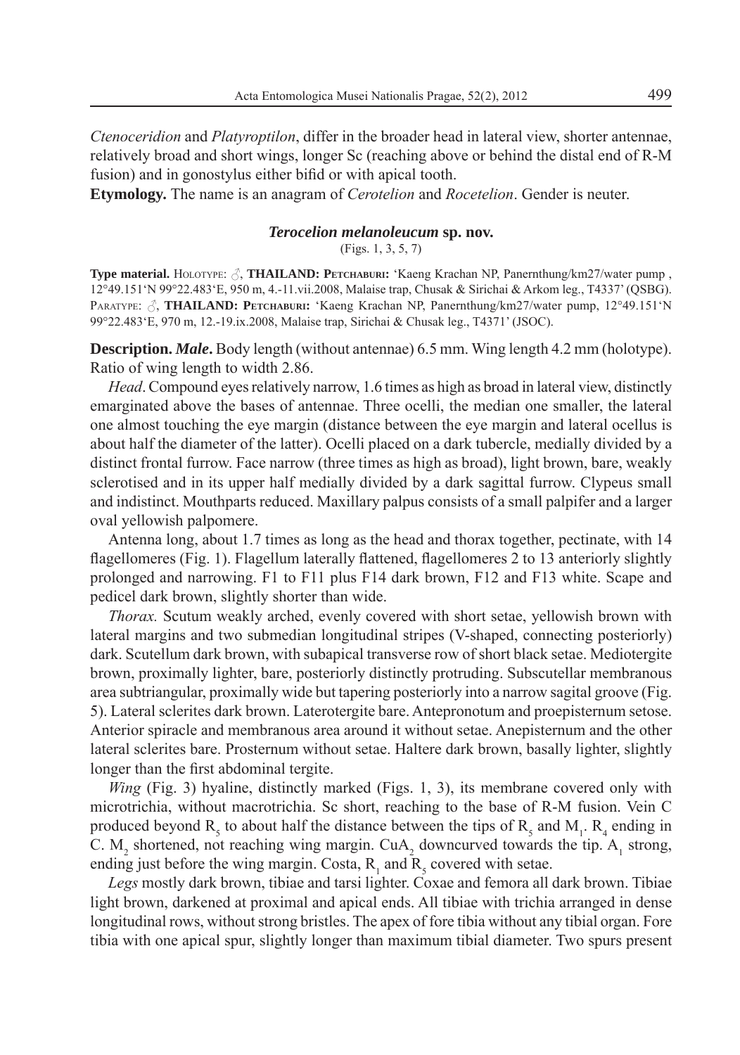*Ctenoceridion* and *Platyroptilon*, differ in the broader head in lateral view, shorter antennae, relatively broad and short wings, longer Sc (reaching above or behind the distal end of R-M fusion) and in gonostylus either bifid or with apical tooth.

**Etymology.** The name is an anagram of *Cerotelion* and *Rocetelion*. Gender is neuter.

### *Terocelion melanoleucum* sp. nov.

(Figs. 1, 3, 5, 7)

**Type material.** Holotype: ♂, **THAILAND: Petchaburi:** 'Kaeng Krachan NP, Panernthung/km27/water pump , 12°49.151'N 99°22.483'E, 950 m, 4.-11.vii.2008, Malaise trap, Chusak & Sirichai & Arkom leg., T4337' (QSBG). Paratype: ♂, **THAILAND: Petchaburi:** 'Kaeng Krachan NP, Panernthung/km27/water pump, 12°49.151'N 99°22.483'E, 970 m, 12.-19.ix.2008, Malaise trap, Sirichai & Chusak leg., T4371' (JSOC).

**Description.** ***Male*.** Body length (without antennae) 6.5 mm. Wing length 4.2 mm (holotype). Ratio of wing length to width 2.86.

*Head*. Compound eyes relatively narrow, 1.6 times as high as broad in lateral view, distinctly emarginated above the bases of antennae. Three ocelli, the median one smaller, the lateral one almost touching the eye margin (distance between the eye margin and lateral ocellus is about half the diameter of the latter). Ocelli placed on a dark tubercle, medially divided by a distinct frontal furrow. Face narrow (three times as high as broad), light brown, bare, weakly sclerotised and in its upper half medially divided by a dark sagittal furrow. Clypeus small and indistinct. Mouthparts reduced. Maxillary palpus consists of a small palpifer and a larger oval yellowish palpomere.

Antenna long, about 1.7 times as long as the head and thorax together, pectinate, with 14 flagellomeres (Fig. 1). Flagellum laterally flattened, flagellomeres 2 to 13 anteriorly slightly prolonged and narrowing. F1 to F11 plus F14 dark brown, F12 and F13 white. Scape and pedicel dark brown, slightly shorter than wide.

*Thorax.* Scutum weakly arched, evenly covered with short setae, yellowish brown with lateral margins and two submedian longitudinal stripes (V-shaped, connecting posteriorly) dark. Scutellum dark brown, with subapical transverse row of short black setae. Mediotergite brown, proximally lighter, bare, posteriorly distinctly protruding. Subscutellar membranous area subtriangular, proximally wide but tapering posteriorly into a narrow sagital groove (Fig. 5). Lateral sclerites dark brown. Laterotergite bare. Antepronotum and proepisternum setose. Anterior spiracle and membranous area around it without setae. Anepisternum and the other lateral sclerites bare. Prosternum without setae. Haltere dark brown, basally lighter, slightly longer than the first abdominal tergite.

*Wing* (Fig. 3) hyaline, distinctly marked (Figs. 1, 3), its membrane covered only with microtrichia, without macrotrichia. Sc short, reaching to the base of R-M fusion. Vein C produced beyond $R_5$ to about half the distance between the tips of $R_5$ and $M_1$. $R_4$ ending in C. $M_2$ shortened, not reaching wing margin. $CuA_2$ downcurved towards the tip. $A_1$ strong, ending just before the wing margin. Costa, $R_1$ and $R_5$ covered with setae.

*Legs* mostly dark brown, tibiae and tarsi lighter. Coxae and femora all dark brown. Tibiae light brown, darkened at proximal and apical ends. All tibiae with trichia arranged in dense longitudinal rows, without strong bristles. The apex of fore tibia without any tibial organ. Fore tibia with one apical spur, slightly longer than maximum tibial diameter. Two spurs present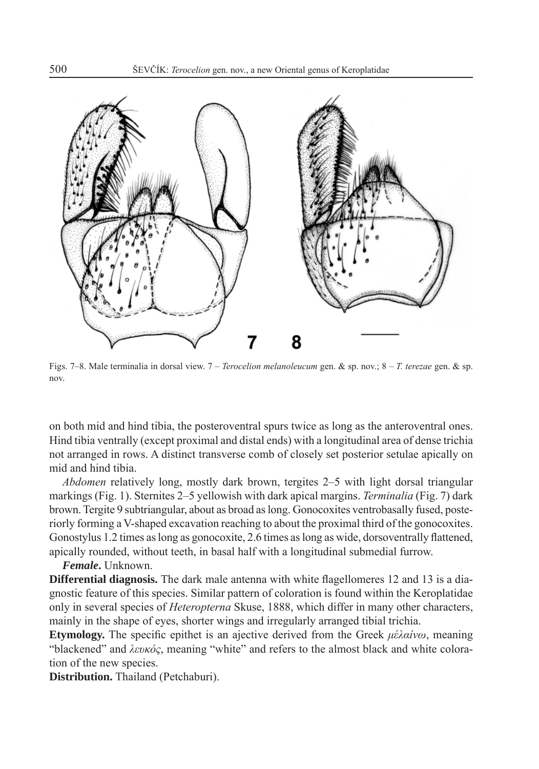Figs. 7–8. Male terminalia in dorsal view. 7 – *Terocelion melanoleucum* gen. & sp. nov.; 8 – *T. terezae* gen. & sp. nov.

on both mid and hind tibia, the posteroventral spurs twice as long as the anteroventral ones. Hind tibia ventrally (except proximal and distal ends) with a longitudinal area of dense trichia not arranged in rows. A distinct transverse comb of closely set posterior setulae apically on mid and hind tibia.

*Abdomen* relatively long, mostly dark brown, tergites 2–5 with light dorsal triangular markings (Fig. 1). Sternites 2–5 yellowish with dark apical margins. *Terminalia* (Fig. 7) dark brown. Tergite 9 subtriangular, about as broad as long. Gonocoxites ventrobasally fused, posteriorly forming a V-shaped excavation reaching to about the proximal third of the gonocoxites. Gonostylus 1.2 times as long as gonocoxite, 2.6 times as long as wide, dorsoventrally flattened, apically rounded, without teeth, in basal half with a longitudinal submedial furrow.

***Female*.** Unknown.

**Differential diagnosis.** The dark male antenna with white flagellomeres 12 and 13 is a diagnostic feature of this species. Similar pattern of coloration is found within the Keroplatidae only in several species of *Heteropterna* Skuse, 1888, which differ in many other characters, mainly in the shape of eyes, shorter wings and irregularly arranged tibial trichia.

**Etymology.** The specific epithet is an ajective derived from the Greek *μέλαίνω*, meaning "blackened" and *λευκός*, meaning "white" and refers to the almost black and white coloration of the new species.

**Distribution.** Thailand (Petchaburi).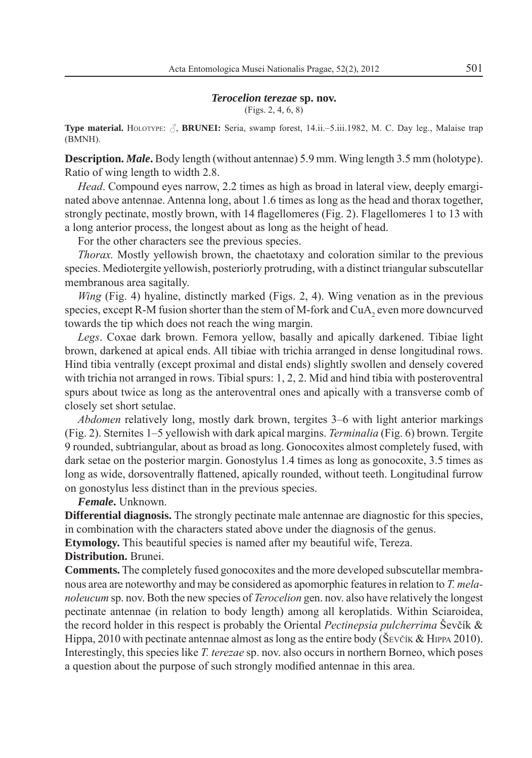### *Terocelion terezae* sp. nov.

(Figs. 2, 4, 6, 8)

**Type material.** HOLOTYPE: ♂, **BRUNEI:** Seria, swamp forest, 14.ii.–5.iii.1982, M. C. Day leg., Malaise trap (BMNH).

**Description.** ***Male***. Body length (without antennae) 5.9 mm. Wing length 3.5 mm (holotype). Ratio of wing length to width 2.8.

*Head*. Compound eyes narrow, 2.2 times as high as broad in lateral view, deeply emarginated above antennae. Antenna long, about 1.6 times as long as the head and thorax together, strongly pectinate, mostly brown, with 14 flagellomeres (Fig. 2). Flagellomeres 1 to 13 with a long anterior process, the longest about as long as the height of head.

For the other characters see the previous species.

*Thorax.* Mostly yellowish brown, the chaetotaxy and coloration similar to the previous species. Mediotergite yellowish, posteriorly protruding, with a distinct triangular subscutellar membranous area sagitally.

*Wing* (Fig. 4) hyaline, distinctly marked (Figs. 2, 4). Wing venation as in the previous species, except R-M fusion shorter than the stem of M-fork and $CuA_2$ even more downcurved towards the tip which does not reach the wing margin.

*Legs*. Coxae dark brown. Femora yellow, basally and apically darkened. Tibiae light brown, darkened at apical ends. All tibiae with trichia arranged in dense longitudinal rows. Hind tibia ventrally (except proximal and distal ends) slightly swollen and densely covered with trichia not arranged in rows. Tibial spurs: 1, 2, 2. Mid and hind tibia with posteroventral spurs about twice as long as the anteroventral ones and apically with a transverse comb of closely set short setulae.

*Abdomen* relatively long, mostly dark brown, tergites 3–6 with light anterior markings (Fig. 2). Sternites 1–5 yellowish with dark apical margins. *Terminalia* (Fig. 6) brown. Tergite 9 rounded, subtriangular, about as broad as long. Gonocoxites almost completely fused, with dark setae on the posterior margin. Gonostylus 1.4 times as long as gonocoxite, 3.5 times as long as wide, dorsoventrally flattened, apically rounded, without teeth. Longitudinal furrow on gonostylus less distinct than in the previous species.

***Female***. Unknown.

**Differential diagnosis.** The strongly pectinate male antennae are diagnostic for this species, in combination with the characters stated above under the diagnosis of the genus.

**Etymology.** This beautiful species is named after my beautiful wife, Tereza.

**Distribution.** Brunei.

**Comments.** The completely fused gonocoxites and the more developed subscutellar membranous area are noteworthy and may be considered as apomorphic features in relation to *T. melanoleucum* sp. nov. Both the new species of *Terocelion* gen. nov. also have relatively the longest pectinate antennae (in relation to body length) among all keroplatids. Within Sciaroidea, the record holder in this respect is probably the Oriental *Pectinepsia pulcherrima* Ševčík & Hippa, 2010 with pectinate antennae almost as long as the entire body (ŠEVČÍK & HIPPA 2010). Interestingly, this species like *T. terezae* sp. nov. also occurs in northern Borneo, which poses a question about the purpose of such strongly modified antennae in this area.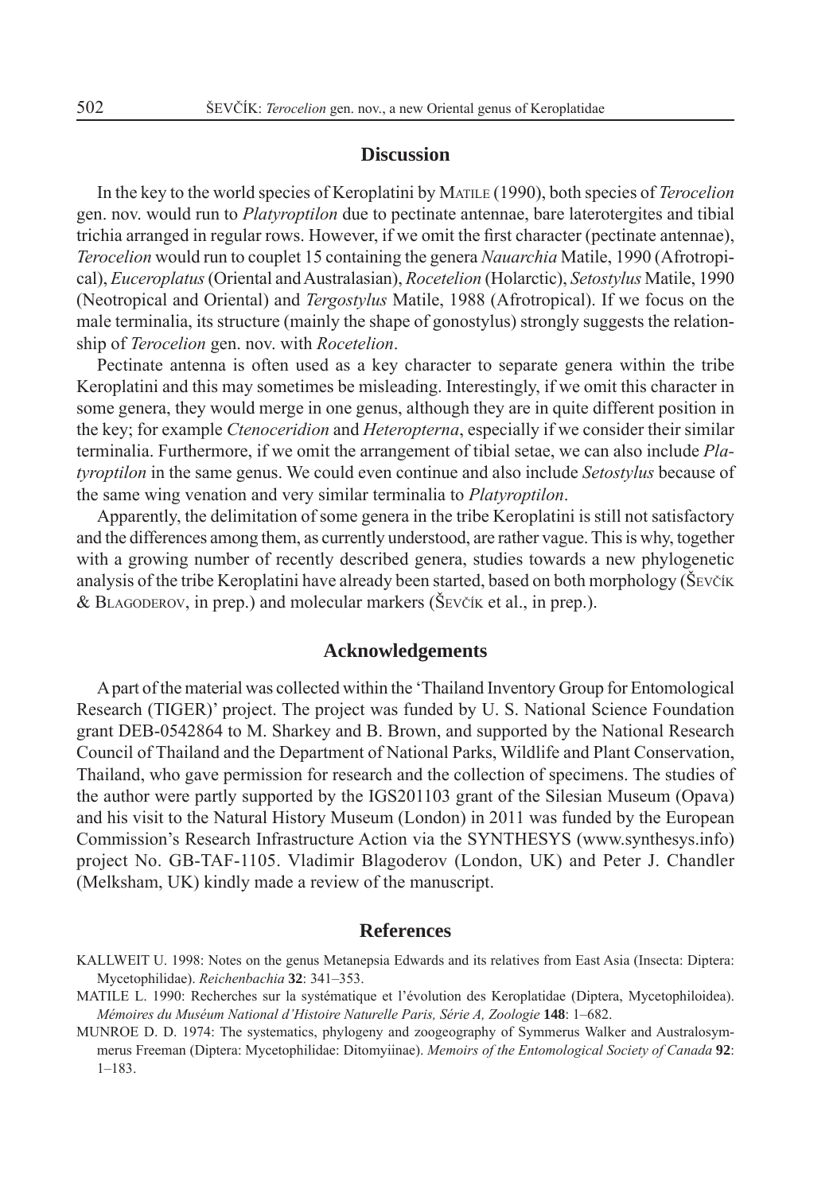## Discussion

In the key to the world species of Keroplatini by Matile (1990), both species of *Terocelion* gen. nov. would run to *Platyroptilon* due to pectinate antennae, bare laterotergites and tibial trichia arranged in regular rows. However, if we omit the first character (pectinate antennae), *Terocelion* would run to couplet 15 containing the genera *Nauarchia* Matile, 1990 (Afrotropical), *Euceroplatus* (Oriental and Australasian), *Rocetelion* (Holarctic), *Setostylus* Matile, 1990 (Neotropical and Oriental) and *Tergostylus* Matile, 1988 (Afrotropical). If we focus on the male terminalia, its structure (mainly the shape of gonostylus) strongly suggests the relationship of *Terocelion* gen. nov. with *Rocetelion*.

Pectinate antenna is often used as a key character to separate genera within the tribe Keroplatini and this may sometimes be misleading. Interestingly, if we omit this character in some genera, they would merge in one genus, although they are in quite different position in the key; for example *Ctenoceridion* and *Heteropterna*, especially if we consider their similar terminalia. Furthermore, if we omit the arrangement of tibial setae, we can also include *Platyroptilon* in the same genus. We could even continue and also include *Setostylus* because of the same wing venation and very similar terminalia to *Platyroptilon*.

Apparently, the delimitation of some genera in the tribe Keroplatini is still not satisfactory and the differences among them, as currently understood, are rather vague. This is why, together with a growing number of recently described genera, studies towards a new phylogenetic analysis of the tribe Keroplatini have already been started, based on both morphology (Ševčík & Blagoderov, in prep.) and molecular markers (Ševčík et al., in prep.).

## Acknowledgements

A part of the material was collected within the 'Thailand Inventory Group for Entomological Research (TIGER)' project. The project was funded by U. S. National Science Foundation grant DEB-0542864 to M. Sharkey and B. Brown, and supported by the National Research Council of Thailand and the Department of National Parks, Wildlife and Plant Conservation, Thailand, who gave permission for research and the collection of specimens. The studies of the author were partly supported by the IGS201103 grant of the Silesian Museum (Opava) and his visit to the Natural History Museum (London) in 2011 was funded by the European Commission's Research Infrastructure Action via the SYNTHESYS (www.synthesys.info) project No. GB-TAF-1105. Vladimir Blagoderov (London, UK) and Peter J. Chandler (Melksham, UK) kindly made a review of the manuscript.

## References

KALLWEIT U. 1998: Notes on the genus Metanepsia Edwards and its relatives from East Asia (Insecta: Diptera: Mycetophilidae). *Reichenbachia* **32**: 341–353.

MATILE L. 1990: Recherches sur la systématique et l'évolution des Keroplatidae (Diptera, Mycetophiloidea). *Mémoires du Muséum National d'Histoire Naturelle Paris, Série A, Zoologie* **148**: 1–682.

MUNROE D. D. 1974: The systematics, phylogeny and zoogeography of Symmerus Walker and Australosymmerus Freeman (Diptera: Mycetophilidae: Ditomyiinae). *Memoirs of the Entomological Society of Canada* **92**: 1–183.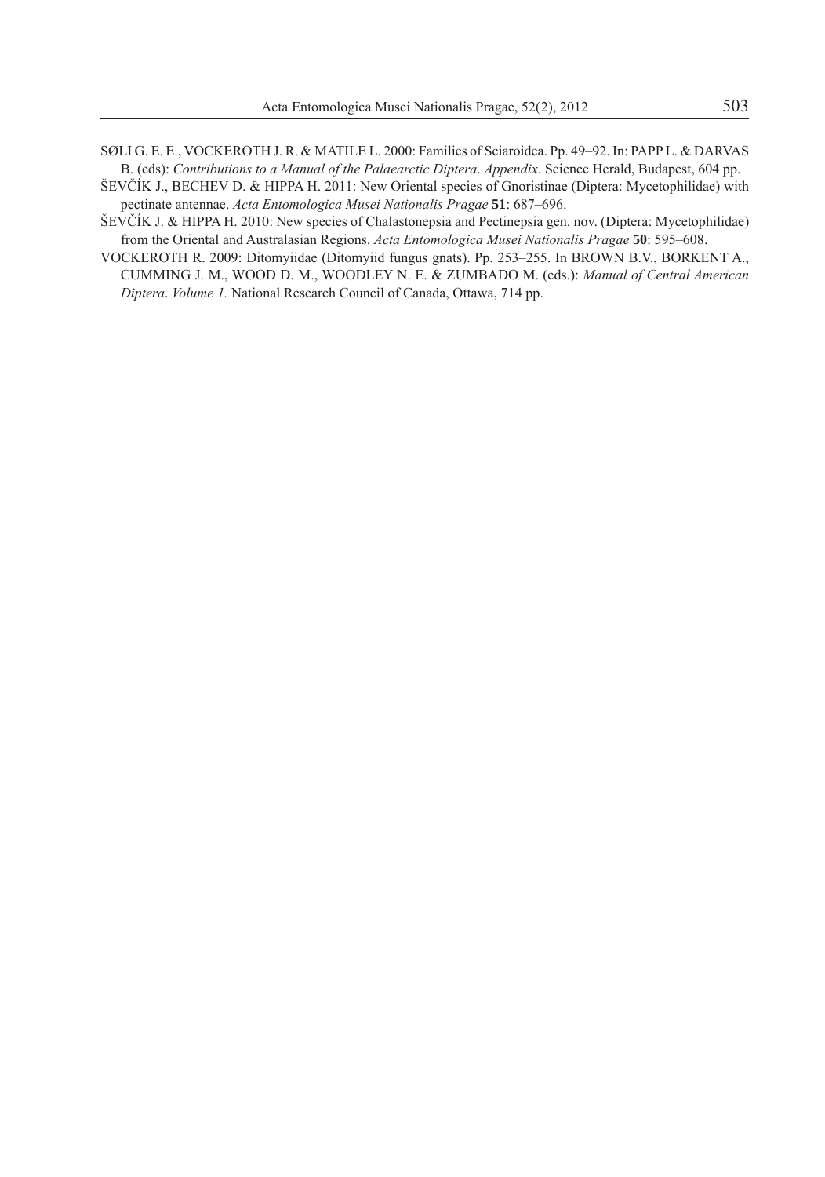SØLI G. E. E., VOCKEROTH J. R. & MATILE L. 2000: Families of Sciaroidea. Pp. 49–92. In: PAPP L. & DARVAS B. (eds): *Contributions to a Manual of the Palaearctic Diptera*. *Appendix*. Science Herald, Budapest, 604 pp.

ŠEVČÍK J., BECHEV D. & HIPPA H. 2011: New Oriental species of Gnoristinae (Diptera: Mycetophilidae) with pectinate antennae. *Acta Entomologica Musei Nationalis Pragae* **51**: 687–696.

ŠEVČÍK J. & HIPPA H. 2010: New species of Chalastonepsia and Pectinepsia gen. nov. (Diptera: Mycetophilidae) from the Oriental and Australasian Regions. *Acta Entomologica Musei Nationalis Pragae* **50**: 595–608.

VOCKEROTH R. 2009: Ditomyiidae (Ditomyiid fungus gnats). Pp. 253–255. In BROWN B.V., BORKENT A., CUMMING J. M., WOOD D. M., WOODLEY N. E. & ZUMBADO M. (eds.): *Manual of Central American Diptera*. *Volume 1.* National Research Council of Canada, Ottawa, 714 pp.